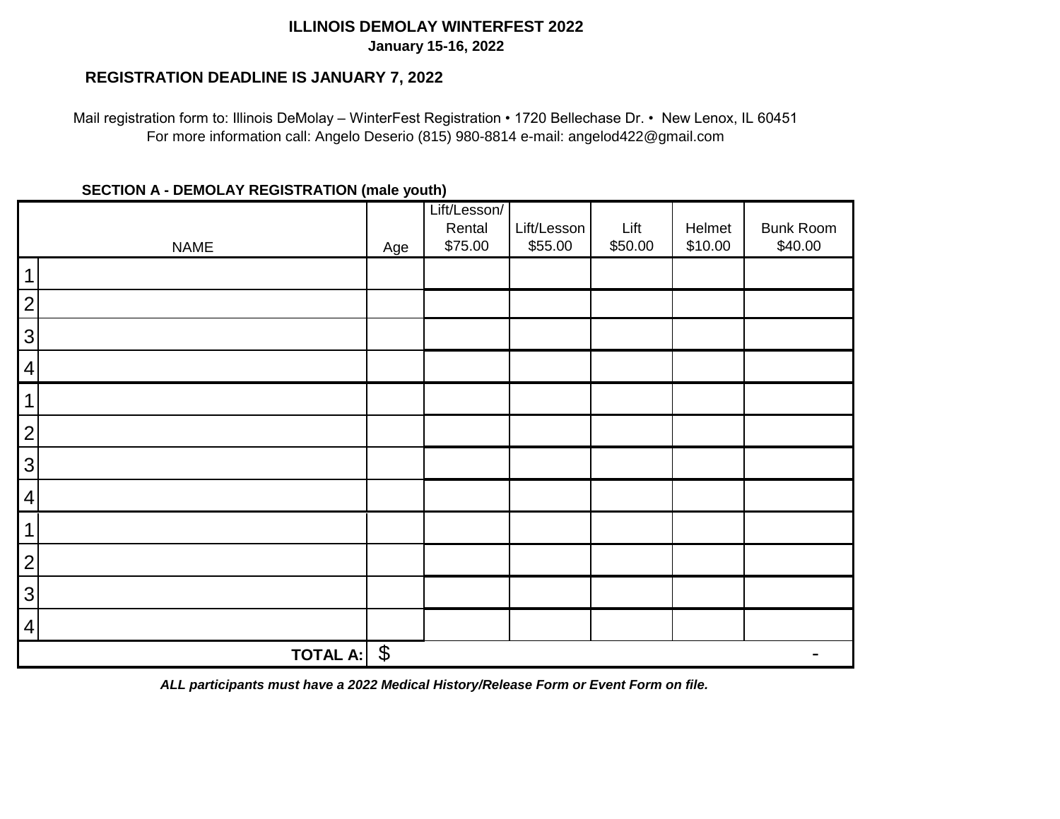**ILLINOIS DEMOLAY WINTERFEST 2022**
**January 15-16, 2022**

**REGISTRATION DEADLINE IS JANUARY 7, 2022**

Mail registration form to: Illinois DeMolay – WinterFest Registration • 1720 Bellechase Dr. • New Lenox, IL 60451
For more information call: Angelo Deserio (815) 980-8814 e-mail: angelod422@gmail.com

**SECTION A - DEMOLAY REGISTRATION (male youth)**

| | NAME | Age | Lift/Lesson/ Rental $75.00 | Lift/Lesson $55.00 | Lift $50.00 | Helmet $10.00 | Bunk Room $40.00 |
|---|---|---|---|---|---|---|---|
| 1 | | | | | | | |
| 2 | | | | | | | |
| 3 | | | | | | | |
| 4 | | | | | | | |
| 1 | | | | | | | |
| 2 | | | | | | | |
| 3 | | | | | | | |
| 4 | | | | | | | |
| 1 | | | | | | | |
| 2 | | | | | | | |
| 3 | | | | | | | |
| 4 | | | | | | | |
| | **TOTAL A:** | $ | | | | | - |

***ALL participants must have a 2022 Medical History/Release Form or Event Form on file.***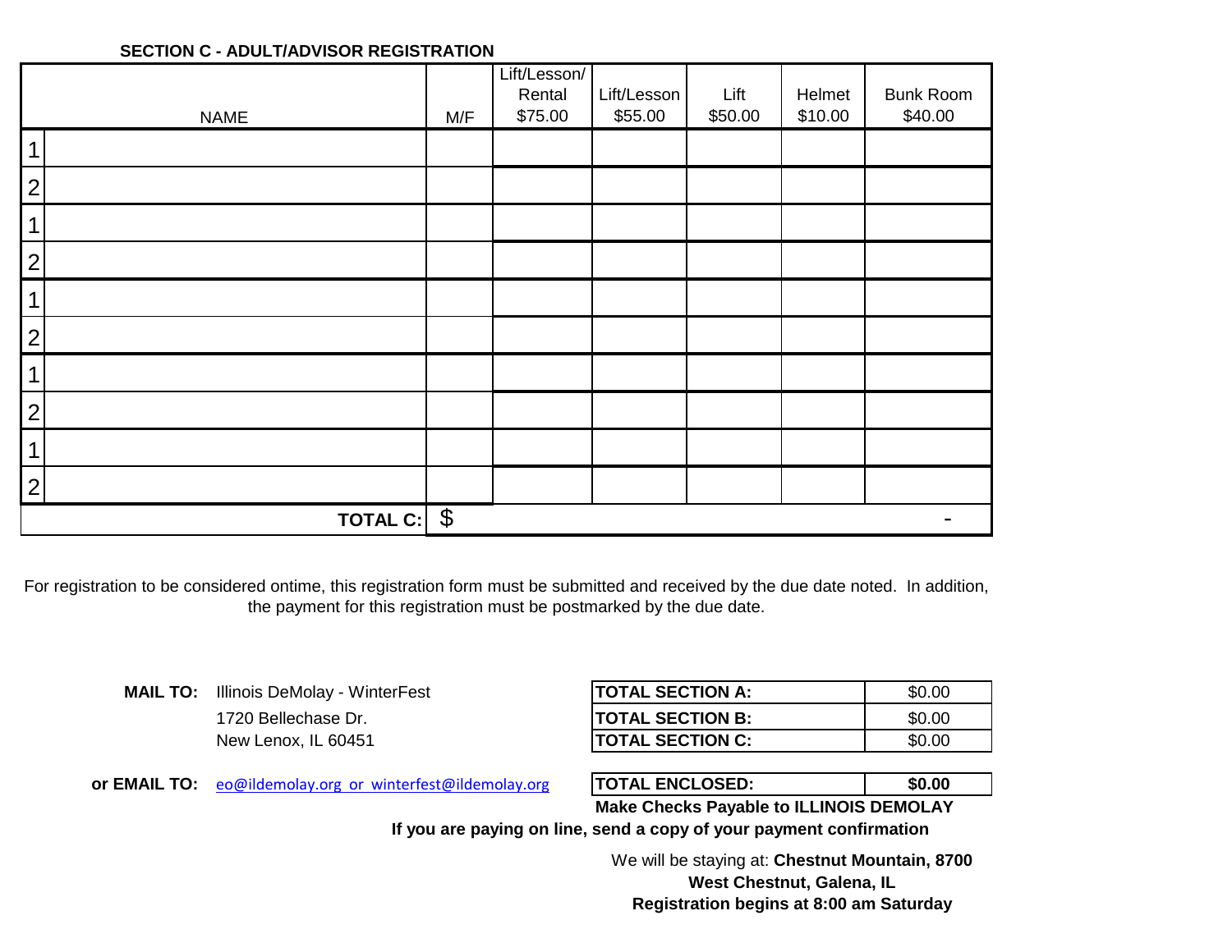**SECTION C - ADULT/ADVISOR REGISTRATION**

| | NAME | M/F | Lift/Lesson/ Rental $75.00 | Lift/Lesson $55.00 | Lift $50.00 | Helmet $10.00 | Bunk Room $40.00 |
|---|---|---|---|---|---|---|---|
| 1 | | | | | | | |
| 2 | | | | | | | |
| 1 | | | | | | | |
| 2 | | | | | | | |
| 1 | | | | | | | |
| 2 | | | | | | | |
| 1 | | | | | | | |
| 2 | | | | | | | |
| 1 | | | | | | | |
| 2 | | | | | | | |
| | **TOTAL C:** | $ | | | | | - |

For registration to be considered ontime, this registration form must be submitted and received by the due date noted. In addition, the payment for this registration must be postmarked by the due date.

**MAIL TO:** Illinois DeMolay - WinterFest
1720 Bellechase Dr.
New Lenox, IL 60451

**or EMAIL TO:** eo@ildemolay.org or winterfest@ildemolay.org

| | |
|---|---|
| **TOTAL SECTION A:** | $0.00 |
| **TOTAL SECTION B:** | $0.00 |
| **TOTAL SECTION C:** | $0.00 |
| **TOTAL ENCLOSED:** | **$0.00** |

**Make Checks Payable to ILLINOIS DEMOLAY**

**If you are paying on line, send a copy of your payment confirmation**

We will be staying at: **Chestnut Mountain, 8700 West Chestnut, Galena, IL**

**Registration begins at 8:00 am Saturday**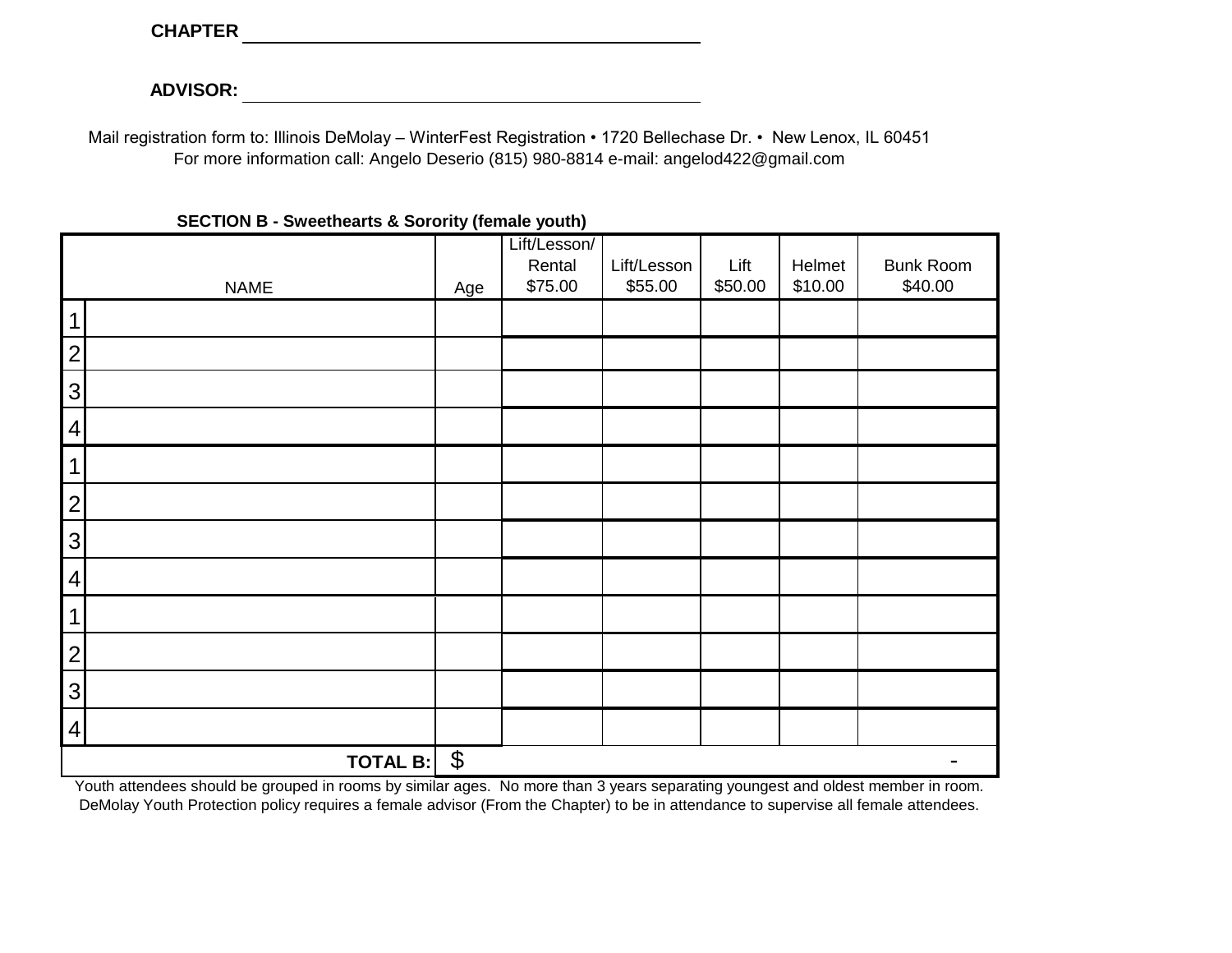**CHAPTER** ______________________________

**ADVISOR:** ______________________________

Mail registration form to: Illinois DeMolay – WinterFest Registration • 1720 Bellechase Dr. • New Lenox, IL 60451
For more information call: Angelo Deserio (815) 980-8814 e-mail: angelod422@gmail.com

**SECTION B - Sweethearts & Sorority (female youth)**

| | NAME | Age | Lift/Lesson/ Rental $75.00 | Lift/Lesson $55.00 | Lift $50.00 | Helmet $10.00 | Bunk Room $40.00 |
|---|---|---|---|---|---|---|---|
| 1 | | | | | | | |
| 2 | | | | | | | |
| 3 | | | | | | | |
| 4 | | | | | | | |
| 1 | | | | | | | |
| 2 | | | | | | | |
| 3 | | | | | | | |
| 4 | | | | | | | |
| 1 | | | | | | | |
| 2 | | | | | | | |
| 3 | | | | | | | |
| 4 | | | | | | | |
| | **TOTAL B:** | $ | | | | | - |

Youth attendees should be grouped in rooms by similar ages. No more than 3 years separating youngest and oldest member in room.
DeMolay Youth Protection policy requires a female advisor (From the Chapter) to be in attendance to supervise all female attendees.